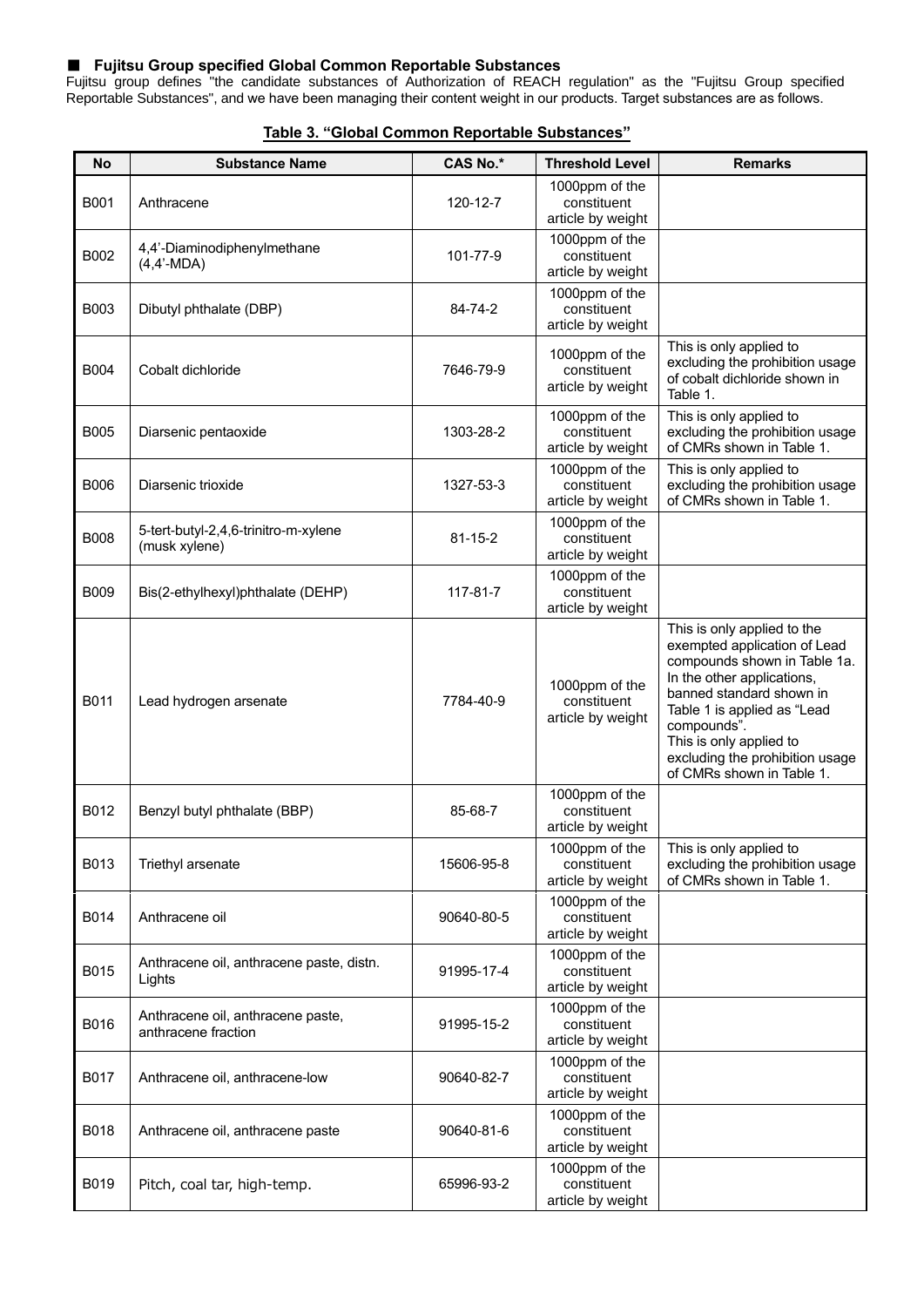## ■ Fujitsu Group specified Global Common Reportable Substances

Fujitsu group defines "the candidate substances of Authorization of REACH regulation" as the "Fujitsu Group specified Reportable Substances", and we have been managing their content weight in our products. Target substances are as follows.

**Table 3. "Global Common Reportable Substances"**

| No | Substance Name | CAS No.* | Threshold Level | Remarks |
|---|---|---|---|---|
| B001 | Anthracene | 120-12-7 | 1000ppm of the constituent article by weight | |
| B002 | 4,4'-Diaminodiphenylmethane (4,4'-MDA) | 101-77-9 | 1000ppm of the constituent article by weight | |
| B003 | Dibutyl phthalate (DBP) | 84-74-2 | 1000ppm of the constituent article by weight | |
| B004 | Cobalt dichloride | 7646-79-9 | 1000ppm of the constituent article by weight | This is only applied to excluding the prohibition usage of cobalt dichloride shown in Table 1. |
| B005 | Diarsenic pentaoxide | 1303-28-2 | 1000ppm of the constituent article by weight | This is only applied to excluding the prohibition usage of CMRs shown in Table 1. |
| B006 | Diarsenic trioxide | 1327-53-3 | 1000ppm of the constituent article by weight | This is only applied to excluding the prohibition usage of CMRs shown in Table 1. |
| B008 | 5-tert-butyl-2,4,6-trinitro-m-xylene (musk xylene) | 81-15-2 | 1000ppm of the constituent article by weight | |
| B009 | Bis(2-ethylhexyl)phthalate (DEHP) | 117-81-7 | 1000ppm of the constituent article by weight | |
| B011 | Lead hydrogen arsenate | 7784-40-9 | 1000ppm of the constituent article by weight | This is only applied to the exempted application of Lead compounds shown in Table 1a. In the other applications, banned standard shown in Table 1 is applied as "Lead compounds". This is only applied to excluding the prohibition usage of CMRs shown in Table 1. |
| B012 | Benzyl butyl phthalate (BBP) | 85-68-7 | 1000ppm of the constituent article by weight | |
| B013 | Triethyl arsenate | 15606-95-8 | 1000ppm of the constituent article by weight | This is only applied to excluding the prohibition usage of CMRs shown in Table 1. |
| B014 | Anthracene oil | 90640-80-5 | 1000ppm of the constituent article by weight | |
| B015 | Anthracene oil, anthracene paste, distn. Lights | 91995-17-4 | 1000ppm of the constituent article by weight | |
| B016 | Anthracene oil, anthracene paste, anthracene fraction | 91995-15-2 | 1000ppm of the constituent article by weight | |
| B017 | Anthracene oil, anthracene-low | 90640-82-7 | 1000ppm of the constituent article by weight | |
| B018 | Anthracene oil, anthracene paste | 90640-81-6 | 1000ppm of the constituent article by weight | |
| B019 | Pitch, coal tar, high-temp. | 65996-93-2 | 1000ppm of the constituent article by weight | |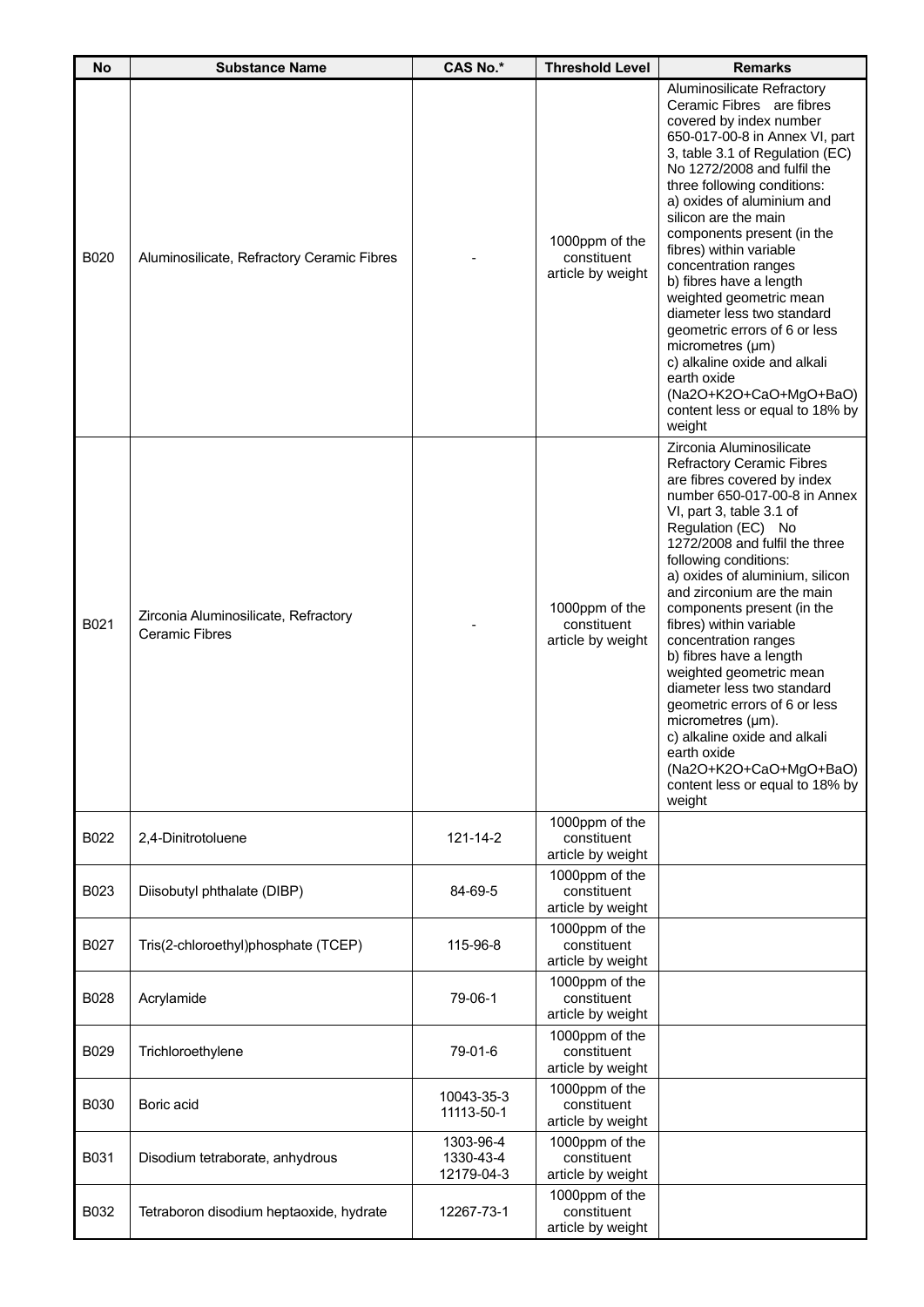| No | Substance Name | CAS No.* | Threshold Level | Remarks |
|---|---|---|---|---|
| B020 | Aluminosilicate, Refractory Ceramic Fibres | - | 1000ppm of the constituent article by weight | Aluminosilicate Refractory Ceramic Fibres are fibres covered by index number 650-017-00-8 in Annex VI, part 3, table 3.1 of Regulation (EC) No 1272/2008 and fulfil the three following conditions: a) oxides of aluminium and silicon are the main components present (in the fibres) within variable concentration ranges b) fibres have a length weighted geometric mean diameter less two standard geometric errors of 6 or less micrometres (µm) c) alkaline oxide and alkali earth oxide ($Na_2O+K_2O+CaO+MgO+BaO$) content less or equal to 18% by weight |
| B021 | Zirconia Aluminosilicate, Refractory Ceramic Fibres | - | 1000ppm of the constituent article by weight | Zirconia Aluminosilicate Refractory Ceramic Fibres are fibres covered by index number 650-017-00-8 in Annex VI, part 3, table 3.1 of Regulation (EC) No 1272/2008 and fulfil the three following conditions: a) oxides of aluminium, silicon and zirconium are the main components present (in the fibres) within variable concentration ranges b) fibres have a length weighted geometric mean diameter less two standard geometric errors of 6 or less micrometres (µm). c) alkaline oxide and alkali earth oxide ($Na_2O+K_2O+CaO+MgO+BaO$) content less or equal to 18% by weight |
| B022 | 2,4-Dinitrotoluene | 121-14-2 | 1000ppm of the constituent article by weight | |
| B023 | Diisobutyl phthalate (DIBP) | 84-69-5 | 1000ppm of the constituent article by weight | |
| B027 | Tris(2-chloroethyl)phosphate (TCEP) | 115-96-8 | 1000ppm of the constituent article by weight | |
| B028 | Acrylamide | 79-06-1 | 1000ppm of the constituent article by weight | |
| B029 | Trichloroethylene | 79-01-6 | 1000ppm of the constituent article by weight | |
| B030 | Boric acid | 10043-35-3<br>11113-50-1 | 1000ppm of the constituent article by weight | |
| B031 | Disodium tetraborate, anhydrous | 1303-96-4<br>1330-43-4<br>12179-04-3 | 1000ppm of the constituent article by weight | |
| B032 | Tetraboron disodium heptaoxide, hydrate | 12267-73-1 | 1000ppm of the constituent article by weight | |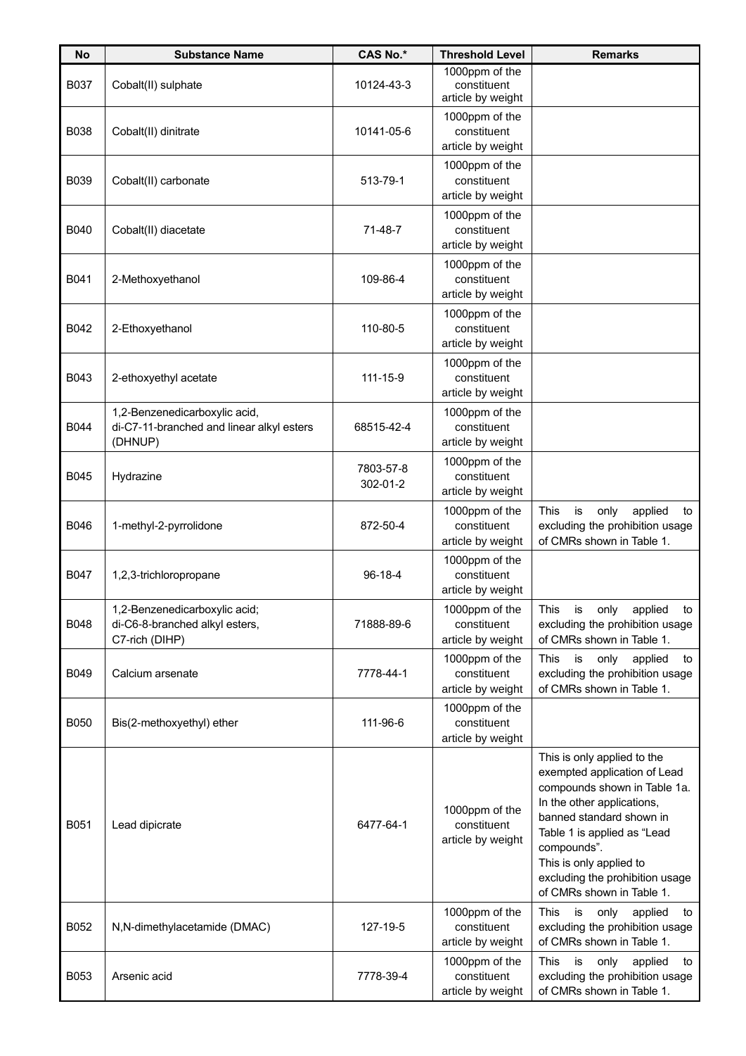| No | Substance Name | CAS No.* | Threshold Level | Remarks |
|---|---|---|---|---|
| B037 | Cobalt(II) sulphate | 10124-43-3 | 1000ppm of the constituent article by weight | |
| B038 | Cobalt(II) dinitrate | 10141-05-6 | 1000ppm of the constituent article by weight | |
| B039 | Cobalt(II) carbonate | 513-79-1 | 1000ppm of the constituent article by weight | |
| B040 | Cobalt(II) diacetate | 71-48-7 | 1000ppm of the constituent article by weight | |
| B041 | 2-Methoxyethanol | 109-86-4 | 1000ppm of the constituent article by weight | |
| B042 | 2-Ethoxyethanol | 110-80-5 | 1000ppm of the constituent article by weight | |
| B043 | 2-ethoxyethyl acetate | 111-15-9 | 1000ppm of the constituent article by weight | |
| B044 | 1,2-Benzenedicarboxylic acid, di-C7-11-branched and linear alkyl esters (DHNUP) | 68515-42-4 | 1000ppm of the constituent article by weight | |
| B045 | Hydrazine | 7803-57-8<br>302-01-2 | 1000ppm of the constituent article by weight | |
| B046 | 1-methyl-2-pyrrolidone | 872-50-4 | 1000ppm of the constituent article by weight | This is only applied to excluding the prohibition usage of CMRs shown in Table 1. |
| B047 | 1,2,3-trichloropropane | 96-18-4 | 1000ppm of the constituent article by weight | |
| B048 | 1,2-Benzenedicarboxylic acid; di-C6-8-branched alkyl esters, C7-rich (DIHP) | 71888-89-6 | 1000ppm of the constituent article by weight | This is only applied to excluding the prohibition usage of CMRs shown in Table 1. |
| B049 | Calcium arsenate | 7778-44-1 | 1000ppm of the constituent article by weight | This is only applied to excluding the prohibition usage of CMRs shown in Table 1. |
| B050 | Bis(2-methoxyethyl) ether | 111-96-6 | 1000ppm of the constituent article by weight | |
| B051 | Lead dipicrate | 6477-64-1 | 1000ppm of the constituent article by weight | This is only applied to the exempted application of Lead compounds shown in Table 1a. In the other applications, banned standard shown in Table 1 is applied as "Lead compounds".<br>This is only applied to excluding the prohibition usage of CMRs shown in Table 1. |
| B052 | N,N-dimethylacetamide (DMAC) | 127-19-5 | 1000ppm of the constituent article by weight | This is only applied to excluding the prohibition usage of CMRs shown in Table 1. |
| B053 | Arsenic acid | 7778-39-4 | 1000ppm of the constituent article by weight | This is only applied to excluding the prohibition usage of CMRs shown in Table 1. |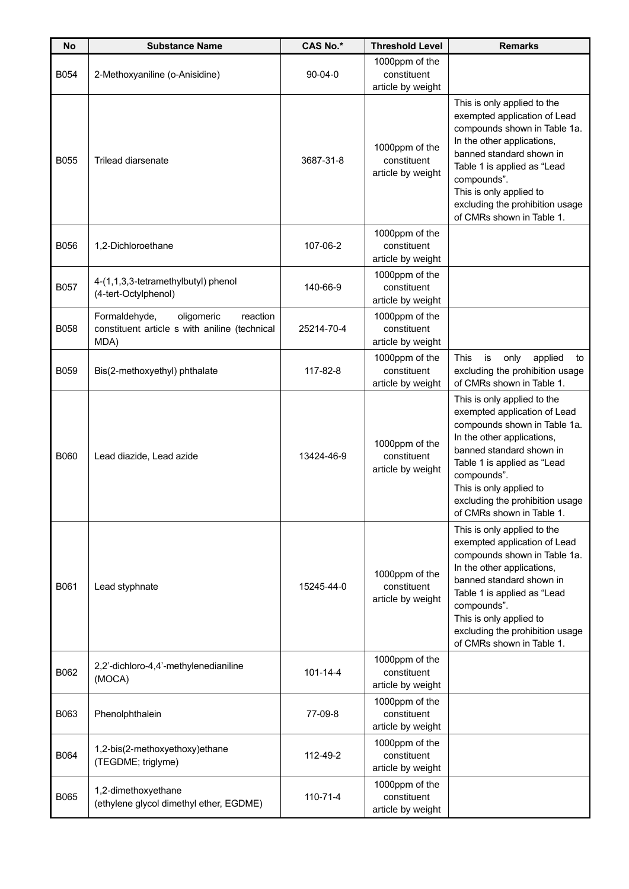| No | Substance Name | CAS No.* | Threshold Level | Remarks |
|---|---|---|---|---|
| B054 | 2-Methoxyaniline (o-Anisidine) | 90-04-0 | 1000ppm of the constituent article by weight | |
| B055 | Trilead diarsenate | 3687-31-8 | 1000ppm of the constituent article by weight | This is only applied to the exempted application of Lead compounds shown in Table 1a. In the other applications, banned standard shown in Table 1 is applied as "Lead compounds". This is only applied to excluding the prohibition usage of CMRs shown in Table 1. |
| B056 | 1,2-Dichloroethane | 107-06-2 | 1000ppm of the constituent article by weight | |
| B057 | 4-(1,1,3,3-tetramethylbutyl) phenol (4-tert-Octylphenol) | 140-66-9 | 1000ppm of the constituent article by weight | |
| B058 | Formaldehyde, oligomeric reaction constituent article s with aniline (technical MDA) | 25214-70-4 | 1000ppm of the constituent article by weight | |
| B059 | Bis(2-methoxyethyl) phthalate | 117-82-8 | 1000ppm of the constituent article by weight | This is only applied to excluding the prohibition usage of CMRs shown in Table 1. |
| B060 | Lead diazide, Lead azide | 13424-46-9 | 1000ppm of the constituent article by weight | This is only applied to the exempted application of Lead compounds shown in Table 1a. In the other applications, banned standard shown in Table 1 is applied as "Lead compounds". This is only applied to excluding the prohibition usage of CMRs shown in Table 1. |
| B061 | Lead styphnate | 15245-44-0 | 1000ppm of the constituent article by weight | This is only applied to the exempted application of Lead compounds shown in Table 1a. In the other applications, banned standard shown in Table 1 is applied as "Lead compounds". This is only applied to excluding the prohibition usage of CMRs shown in Table 1. |
| B062 | 2,2'-dichloro-4,4'-methylenedianiline (MOCA) | 101-14-4 | 1000ppm of the constituent article by weight | |
| B063 | Phenolphthalein | 77-09-8 | 1000ppm of the constituent article by weight | |
| B064 | 1,2-bis(2-methoxyethoxy)ethane (TEGDME; triglyme) | 112-49-2 | 1000ppm of the constituent article by weight | |
| B065 | 1,2-dimethoxyethane (ethylene glycol dimethyl ether, EGDME) | 110-71-4 | 1000ppm of the constituent article by weight | |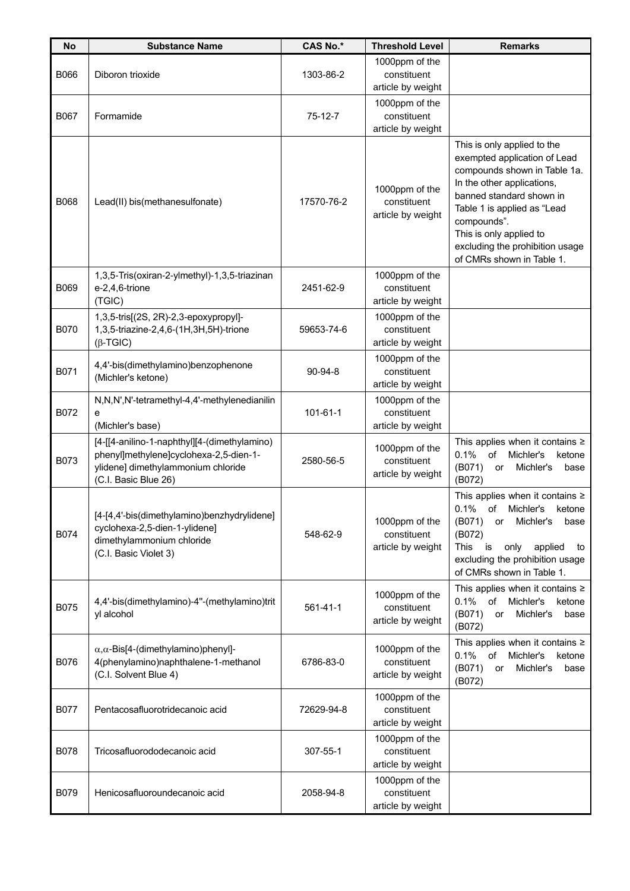| No | Substance Name | CAS No.* | Threshold Level | Remarks |
|---|---|---|---|---|
| B066 | Diboron trioxide | 1303-86-2 | 1000ppm of the constituent article by weight | |
| B067 | Formamide | 75-12-7 | 1000ppm of the constituent article by weight | |
| B068 | Lead(II) bis(methanesulfonate) | 17570-76-2 | 1000ppm of the constituent article by weight | This is only applied to the exempted application of Lead compounds shown in Table 1a. In the other applications, banned standard shown in Table 1 is applied as "Lead compounds". This is only applied to excluding the prohibition usage of CMRs shown in Table 1. |
| B069 | 1,3,5-Tris(oxiran-2-ylmethyl)-1,3,5-triazinane-2,4,6-trione (TGIC) | 2451-62-9 | 1000ppm of the constituent article by weight | |
| B070 | 1,3,5-tris[(2S, 2R)-2,3-epoxypropyl]-1,3,5-triazine-2,4,6-(1H,3H,5H)-trione (β-TGIC) | 59653-74-6 | 1000ppm of the constituent article by weight | |
| B071 | 4,4'-bis(dimethylamino)benzophenone (Michler's ketone) | 90-94-8 | 1000ppm of the constituent article by weight | |
| B072 | N,N,N',N'-tetramethyl-4,4'-methylenedianiline (Michler's base) | 101-61-1 | 1000ppm of the constituent article by weight | |
| B073 | [4-[[4-anilino-1-naphthyl][4-(dimethylamino)phenyl]methylene]cyclohexa-2,5-dien-1-ylidene] dimethylammonium chloride (C.I. Basic Blue 26) | 2580-56-5 | 1000ppm of the constituent article by weight | This applies when it contains ≥ 0.1% of Michler's ketone (B071) or Michler's base (B072) |
| B074 | [4-[4,4'-bis(dimethylamino)benzhydrylidene] cyclohexa-2,5-dien-1-ylidene] dimethylammonium chloride (C.I. Basic Violet 3) | 548-62-9 | 1000ppm of the constituent article by weight | This applies when it contains ≥ 0.1% of Michler's ketone (B071) or Michler's base (B072) This is only applied to excluding the prohibition usage of CMRs shown in Table 1. |
| B075 | 4,4'-bis(dimethylamino)-4''-(methylamino)trityl alcohol | 561-41-1 | 1000ppm of the constituent article by weight | This applies when it contains ≥ 0.1% of Michler's ketone (B071) or Michler's base (B072) |
| B076 | α,α-Bis[4-(dimethylamino)phenyl]-4(phenylamino)naphthalene-1-methanol (C.I. Solvent Blue 4) | 6786-83-0 | 1000ppm of the constituent article by weight | This applies when it contains ≥ 0.1% of Michler's ketone (B071) or Michler's base (B072) |
| B077 | Pentacosafluorotridecanoic acid | 72629-94-8 | 1000ppm of the constituent article by weight | |
| B078 | Tricosafluorododecanoic acid | 307-55-1 | 1000ppm of the constituent article by weight | |
| B079 | Henicosafluoroundecanoic acid | 2058-94-8 | 1000ppm of the constituent article by weight | |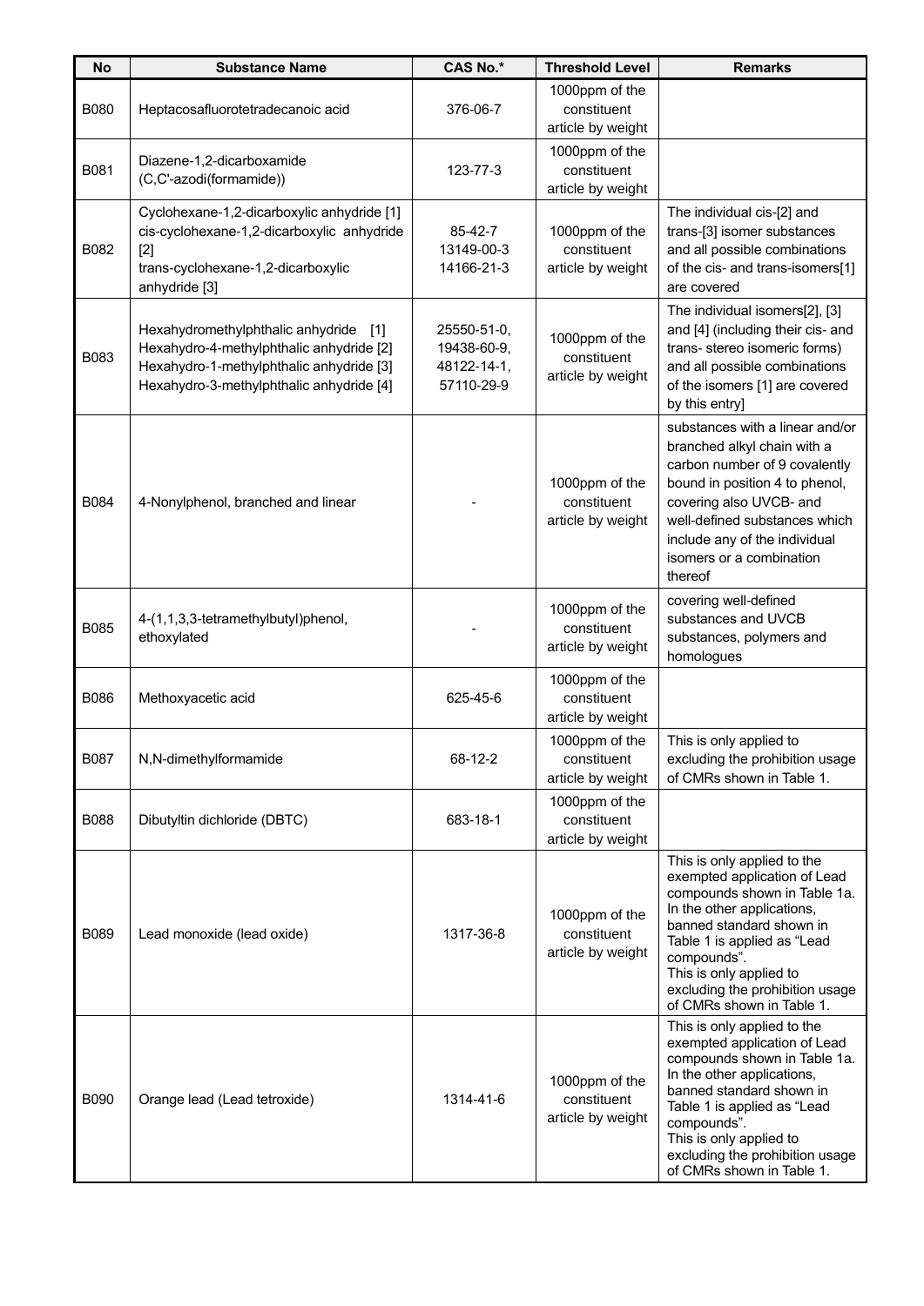| No | Substance Name | CAS No.* | Threshold Level | Remarks |
|---|---|---|---|---|
| B080 | Heptacosafluorotetradecanoic acid | 376-06-7 | 1000ppm of the constituent article by weight | |
| B081 | Diazene-1,2-dicarboxamide (C,C'-azodi(formamide)) | 123-77-3 | 1000ppm of the constituent article by weight | |
| B082 | Cyclohexane-1,2-dicarboxylic anhydride [1]<br>cis-cyclohexane-1,2-dicarboxylic anhydride [2]<br>trans-cyclohexane-1,2-dicarboxylic anhydride [3] | 85-42-7<br>13149-00-3<br>14166-21-3 | 1000ppm of the constituent article by weight | The individual cis-[2] and trans-[3] isomer substances and all possible combinations of the cis- and trans-isomers[1] are covered |
| B083 | Hexahydromethylphthalic anhydride [1]<br>Hexahydro-4-methylphthalic anhydride [2]<br>Hexahydro-1-methylphthalic anhydride [3]<br>Hexahydro-3-methylphthalic anhydride [4] | 25550-51-0,<br>19438-60-9,<br>48122-14-1,<br>57110-29-9 | 1000ppm of the constituent article by weight | The individual isomers[2], [3] and [4] (including their cis- and trans- stereo isomeric forms) and all possible combinations of the isomers [1] are covered by this entry] |
| B084 | 4-Nonylphenol, branched and linear | - | 1000ppm of the constituent article by weight | substances with a linear and/or branched alkyl chain with a carbon number of 9 covalently bound in position 4 to phenol, covering also UVCB- and well-defined substances which include any of the individual isomers or a combination thereof |
| B085 | 4-(1,1,3,3-tetramethylbutyl)phenol, ethoxylated | - | 1000ppm of the constituent article by weight | covering well-defined substances and UVCB substances, polymers and homologues |
| B086 | Methoxyacetic acid | 625-45-6 | 1000ppm of the constituent article by weight | |
| B087 | N,N-dimethylformamide | 68-12-2 | 1000ppm of the constituent article by weight | This is only applied to excluding the prohibition usage of CMRs shown in Table 1. |
| B088 | Dibutyltin dichloride (DBTC) | 683-18-1 | 1000ppm of the constituent article by weight | |
| B089 | Lead monoxide (lead oxide) | 1317-36-8 | 1000ppm of the constituent article by weight | This is only applied to the exempted application of Lead compounds shown in Table 1a. In the other applications, banned standard shown in Table 1 is applied as "Lead compounds".<br>This is only applied to excluding the prohibition usage of CMRs shown in Table 1. |
| B090 | Orange lead (Lead tetroxide) | 1314-41-6 | 1000ppm of the constituent article by weight | This is only applied to the exempted application of Lead compounds shown in Table 1a. In the other applications, banned standard shown in Table 1 is applied as "Lead compounds".<br>This is only applied to excluding the prohibition usage of CMRs shown in Table 1. |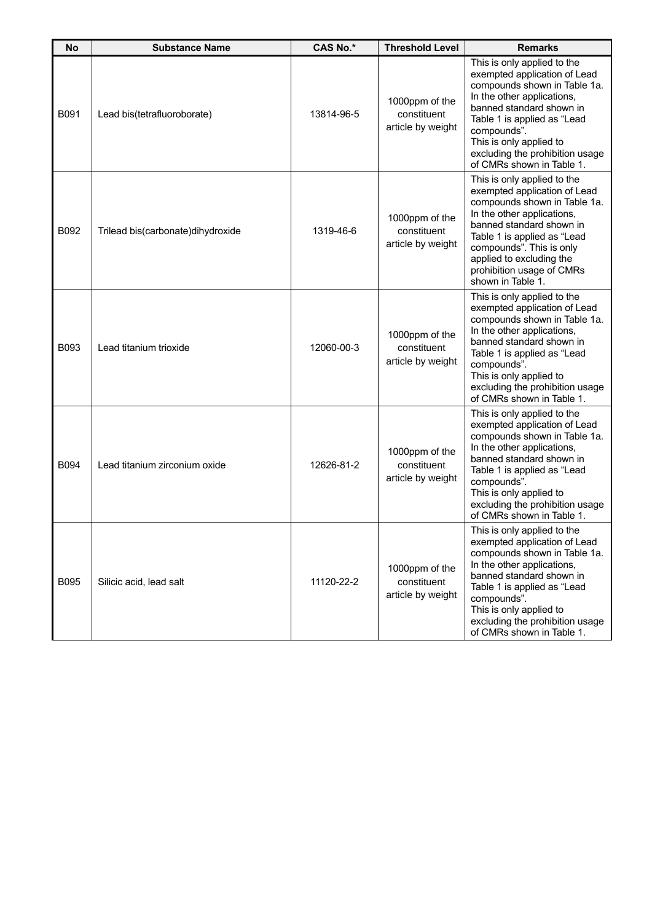| No | Substance Name | CAS No.* | Threshold Level | Remarks |
|---|---|---|---|---|
| B091 | Lead bis(tetrafluoroborate) | 13814-96-5 | 1000ppm of the constituent article by weight | This is only applied to the exempted application of Lead compounds shown in Table 1a. In the other applications, banned standard shown in Table 1 is applied as "Lead compounds". This is only applied to excluding the prohibition usage of CMRs shown in Table 1. |
| B092 | Trilead bis(carbonate)dihydroxide | 1319-46-6 | 1000ppm of the constituent article by weight | This is only applied to the exempted application of Lead compounds shown in Table 1a. In the other applications, banned standard shown in Table 1 is applied as "Lead compounds". This is only applied to excluding the prohibition usage of CMRs shown in Table 1. |
| B093 | Lead titanium trioxide | 12060-00-3 | 1000ppm of the constituent article by weight | This is only applied to the exempted application of Lead compounds shown in Table 1a. In the other applications, banned standard shown in Table 1 is applied as "Lead compounds". This is only applied to excluding the prohibition usage of CMRs shown in Table 1. |
| B094 | Lead titanium zirconium oxide | 12626-81-2 | 1000ppm of the constituent article by weight | This is only applied to the exempted application of Lead compounds shown in Table 1a. In the other applications, banned standard shown in Table 1 is applied as "Lead compounds". This is only applied to excluding the prohibition usage of CMRs shown in Table 1. |
| B095 | Silicic acid, lead salt | 11120-22-2 | 1000ppm of the constituent article by weight | This is only applied to the exempted application of Lead compounds shown in Table 1a. In the other applications, banned standard shown in Table 1 is applied as "Lead compounds". This is only applied to excluding the prohibition usage of CMRs shown in Table 1. |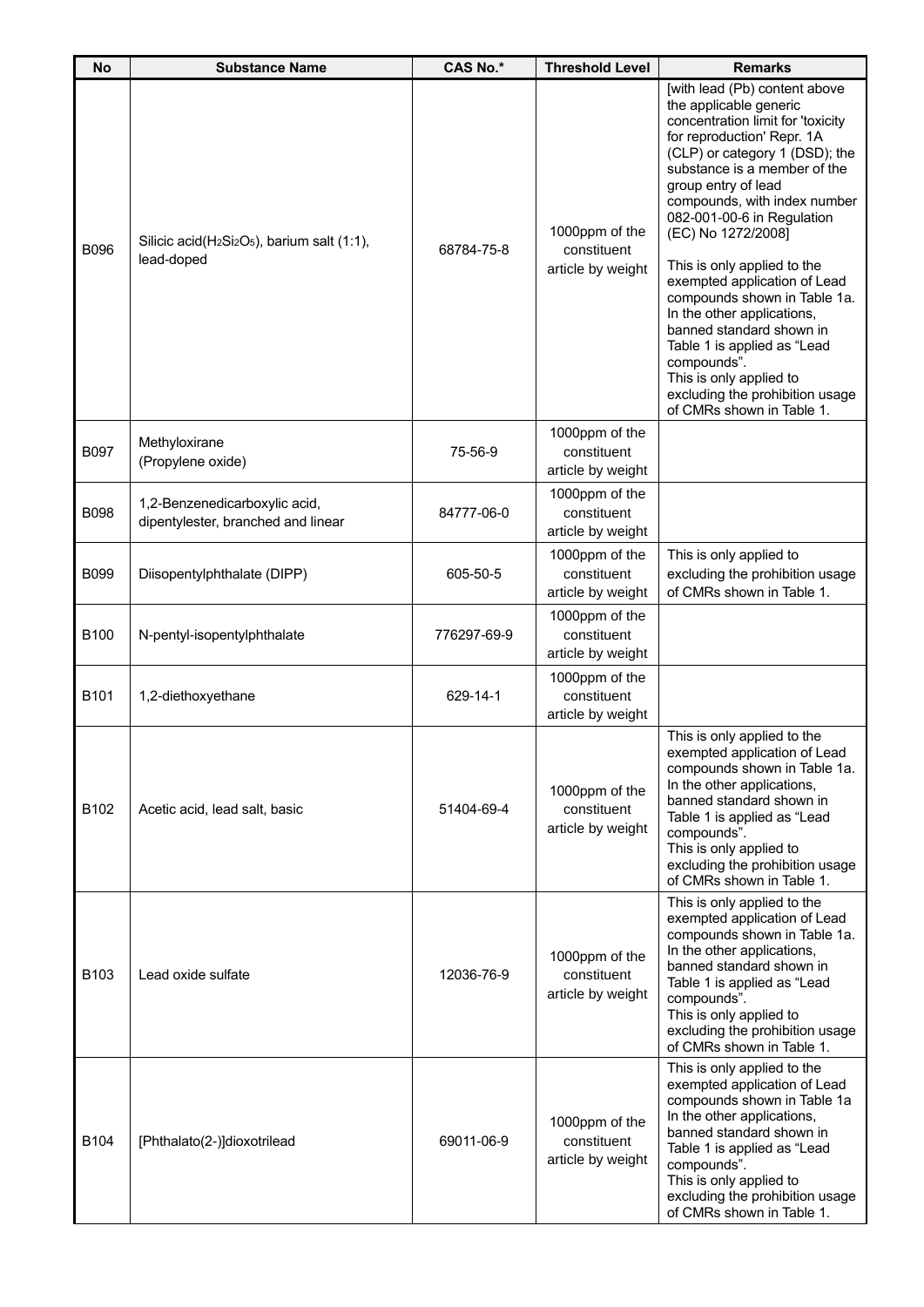| No | Substance Name | CAS No.* | Threshold Level | Remarks |
|---|---|---|---|---|
| B096 | Silicic acid($H_2Si_2O_5$), barium salt (1:1), lead-doped | 68784-75-8 | 1000ppm of the constituent article by weight | [with lead (Pb) content above the applicable generic concentration limit for 'toxicity for reproduction' Repr. 1A (CLP) or category 1 (DSD); the substance is a member of the group entry of lead compounds, with index number 082-001-00-6 in Regulation (EC) No 1272/2008]<br><br>This is only applied to the exempted application of Lead compounds shown in Table 1a. In the other applications, banned standard shown in Table 1 is applied as “Lead compounds”.<br>This is only applied to excluding the prohibition usage of CMRs shown in Table 1. |
| B097 | Methyloxirane<br>(Propylene oxide) | 75-56-9 | 1000ppm of the constituent article by weight | |
| B098 | 1,2-Benzenedicarboxylic acid, dipentylester, branched and linear | 84777-06-0 | 1000ppm of the constituent article by weight | |
| B099 | Diisopentylphthalate (DIPP) | 605-50-5 | 1000ppm of the constituent article by weight | This is only applied to excluding the prohibition usage of CMRs shown in Table 1. |
| B100 | N-pentyl-isopentylphthalate | 776297-69-9 | 1000ppm of the constituent article by weight | |
| B101 | 1,2-diethoxyethane | 629-14-1 | 1000ppm of the constituent article by weight | |
| B102 | Acetic acid, lead salt, basic | 51404-69-4 | 1000ppm of the constituent article by weight | This is only applied to the exempted application of Lead compounds shown in Table 1a. In the other applications, banned standard shown in Table 1 is applied as “Lead compounds”.<br>This is only applied to excluding the prohibition usage of CMRs shown in Table 1. |
| B103 | Lead oxide sulfate | 12036-76-9 | 1000ppm of the constituent article by weight | This is only applied to the exempted application of Lead compounds shown in Table 1a. In the other applications, banned standard shown in Table 1 is applied as “Lead compounds”.<br>This is only applied to excluding the prohibition usage of CMRs shown in Table 1. |
| B104 | [Phthalato(2-)]dioxotrilead | 69011-06-9 | 1000ppm of the constituent article by weight | This is only applied to the exempted application of Lead compounds shown in Table 1a In the other applications, banned standard shown in Table 1 is applied as “Lead compounds”.<br>This is only applied to excluding the prohibition usage of CMRs shown in Table 1. |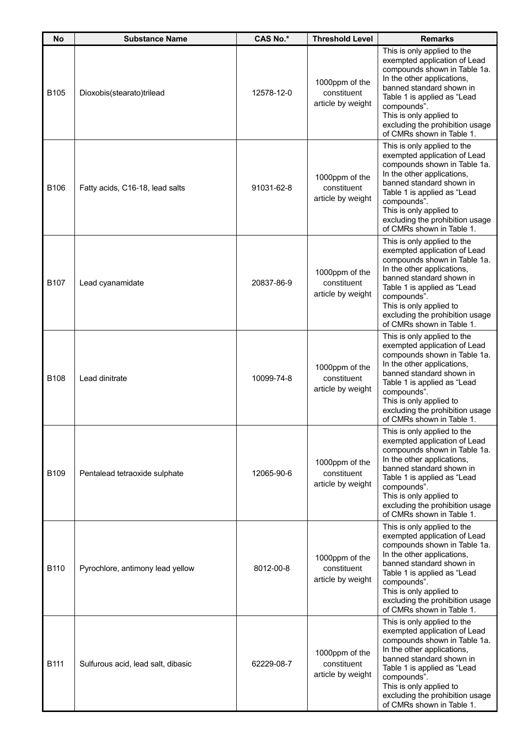| No | Substance Name | CAS No.* | Threshold Level | Remarks |
|---|---|---|---|---|
| B105 | Dioxobis(stearato)trilead | 12578-12-0 | 1000ppm of the constituent article by weight | This is only applied to the exempted application of Lead compounds shown in Table 1a. In the other applications, banned standard shown in Table 1 is applied as “Lead compounds”. This is only applied to excluding the prohibition usage of CMRs shown in Table 1. |
| B106 | Fatty acids, C16-18, lead salts | 91031-62-8 | 1000ppm of the constituent article by weight | This is only applied to the exempted application of Lead compounds shown in Table 1a. In the other applications, banned standard shown in Table 1 is applied as “Lead compounds”. This is only applied to excluding the prohibition usage of CMRs shown in Table 1. |
| B107 | Lead cyanamidate | 20837-86-9 | 1000ppm of the constituent article by weight | This is only applied to the exempted application of Lead compounds shown in Table 1a. In the other applications, banned standard shown in Table 1 is applied as “Lead compounds”. This is only applied to excluding the prohibition usage of CMRs shown in Table 1. |
| B108 | Lead dinitrate | 10099-74-8 | 1000ppm of the constituent article by weight | This is only applied to the exempted application of Lead compounds shown in Table 1a. In the other applications, banned standard shown in Table 1 is applied as “Lead compounds”. This is only applied to excluding the prohibition usage of CMRs shown in Table 1. |
| B109 | Pentalead tetraoxide sulphate | 12065-90-6 | 1000ppm of the constituent article by weight | This is only applied to the exempted application of Lead compounds shown in Table 1a. In the other applications, banned standard shown in Table 1 is applied as “Lead compounds”. This is only applied to excluding the prohibition usage of CMRs shown in Table 1. |
| B110 | Pyrochlore, antimony lead yellow | 8012-00-8 | 1000ppm of the constituent article by weight | This is only applied to the exempted application of Lead compounds shown in Table 1a. In the other applications, banned standard shown in Table 1 is applied as “Lead compounds”. This is only applied to excluding the prohibition usage of CMRs shown in Table 1. |
| B111 | Sulfurous acid, lead salt, dibasic | 62229-08-7 | 1000ppm of the constituent article by weight | This is only applied to the exempted application of Lead compounds shown in Table 1a. In the other applications, banned standard shown in Table 1 is applied as “Lead compounds”. This is only applied to excluding the prohibition usage of CMRs shown in Table 1. |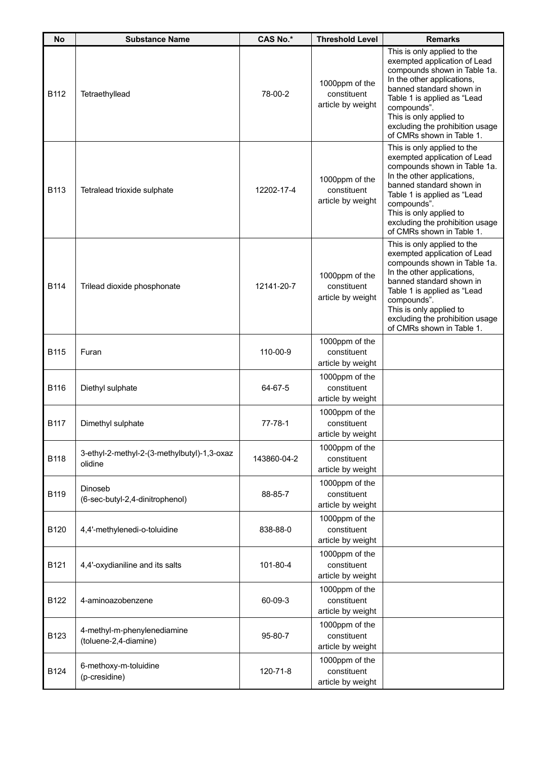| No | Substance Name | CAS No.* | Threshold Level | Remarks |
|---|---|---|---|---|
| B112 | Tetraethyllead | 78-00-2 | 1000ppm of the constituent article by weight | This is only applied to the exempted application of Lead compounds shown in Table 1a. In the other applications, banned standard shown in Table 1 is applied as "Lead compounds". This is only applied to excluding the prohibition usage of CMRs shown in Table 1. |
| B113 | Tetralead trioxide sulphate | 12202-17-4 | 1000ppm of the constituent article by weight | This is only applied to the exempted application of Lead compounds shown in Table 1a. In the other applications, banned standard shown in Table 1 is applied as "Lead compounds". This is only applied to excluding the prohibition usage of CMRs shown in Table 1. |
| B114 | Trilead dioxide phosphonate | 12141-20-7 | 1000ppm of the constituent article by weight | This is only applied to the exempted application of Lead compounds shown in Table 1a. In the other applications, banned standard shown in Table 1 is applied as "Lead compounds". This is only applied to excluding the prohibition usage of CMRs shown in Table 1. |
| B115 | Furan | 110-00-9 | 1000ppm of the constituent article by weight | |
| B116 | Diethyl sulphate | 64-67-5 | 1000ppm of the constituent article by weight | |
| B117 | Dimethyl sulphate | 77-78-1 | 1000ppm of the constituent article by weight | |
| B118 | 3-ethyl-2-methyl-2-(3-methylbutyl)-1,3-oxazolidine | 143860-04-2 | 1000ppm of the constituent article by weight | |
| B119 | Dinoseb (6-sec-butyl-2,4-dinitrophenol) | 88-85-7 | 1000ppm of the constituent article by weight | |
| B120 | 4,4'-methylenedi-o-toluidine | 838-88-0 | 1000ppm of the constituent article by weight | |
| B121 | 4,4'-oxydianiline and its salts | 101-80-4 | 1000ppm of the constituent article by weight | |
| B122 | 4-aminoazobenzene | 60-09-3 | 1000ppm of the constituent article by weight | |
| B123 | 4-methyl-m-phenylenediamine (toluene-2,4-diamine) | 95-80-7 | 1000ppm of the constituent article by weight | |
| B124 | 6-methoxy-m-toluidine (p-cresidine) | 120-71-8 | 1000ppm of the constituent article by weight | |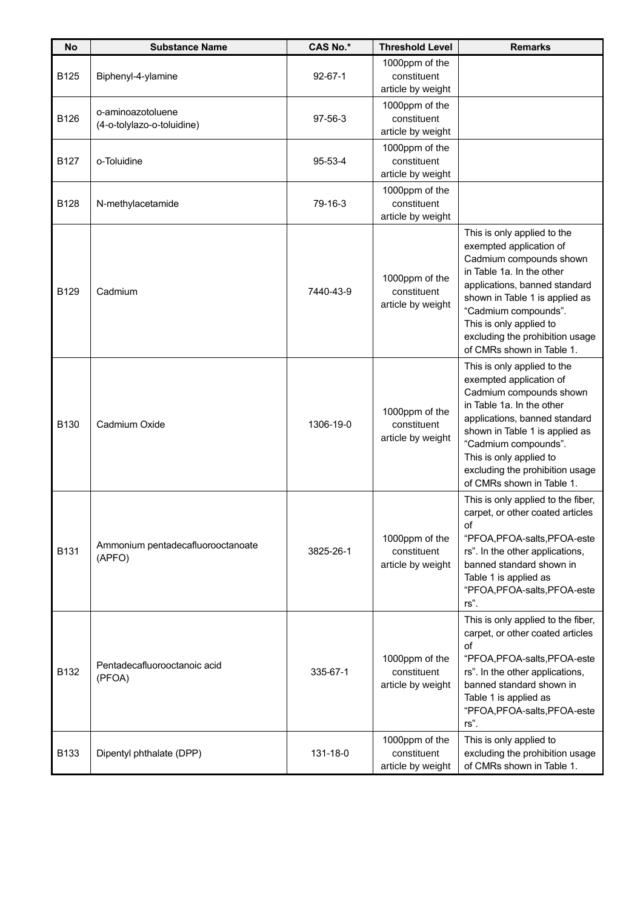| No | Substance Name | CAS No.* | Threshold Level | Remarks |
|---|---|---|---|---|
| B125 | Biphenyl-4-ylamine | 92-67-1 | 1000ppm of the constituent article by weight | |
| B126 | o-aminoazotoluene (4-o-tolylazo-o-toluidine) | 97-56-3 | 1000ppm of the constituent article by weight | |
| B127 | o-Toluidine | 95-53-4 | 1000ppm of the constituent article by weight | |
| B128 | N-methylacetamide | 79-16-3 | 1000ppm of the constituent article by weight | |
| B129 | Cadmium | 7440-43-9 | 1000ppm of the constituent article by weight | This is only applied to the exempted application of Cadmium compounds shown in Table 1a. In the other applications, banned standard shown in Table 1 is applied as “Cadmium compounds”. This is only applied to excluding the prohibition usage of CMRs shown in Table 1. |
| B130 | Cadmium Oxide | 1306-19-0 | 1000ppm of the constituent article by weight | This is only applied to the exempted application of Cadmium compounds shown in Table 1a. In the other applications, banned standard shown in Table 1 is applied as “Cadmium compounds”. This is only applied to excluding the prohibition usage of CMRs shown in Table 1. |
| B131 | Ammonium pentadecafluorooctanoate (APFO) | 3825-26-1 | 1000ppm of the constituent article by weight | This is only applied to the fiber, carpet, or other coated articles of “PFOA,PFOA-salts,PFOA-esters”. In the other applications, banned standard shown in Table 1 is applied as “PFOA,PFOA-salts,PFOA-esters”. |
| B132 | Pentadecafluorooctanoic acid (PFOA) | 335-67-1 | 1000ppm of the constituent article by weight | This is only applied to the fiber, carpet, or other coated articles of “PFOA,PFOA-salts,PFOA-esters”. In the other applications, banned standard shown in Table 1 is applied as “PFOA,PFOA-salts,PFOA-esters”. |
| B133 | Dipentyl phthalate (DPP) | 131-18-0 | 1000ppm of the constituent article by weight | This is only applied to excluding the prohibition usage of CMRs shown in Table 1. |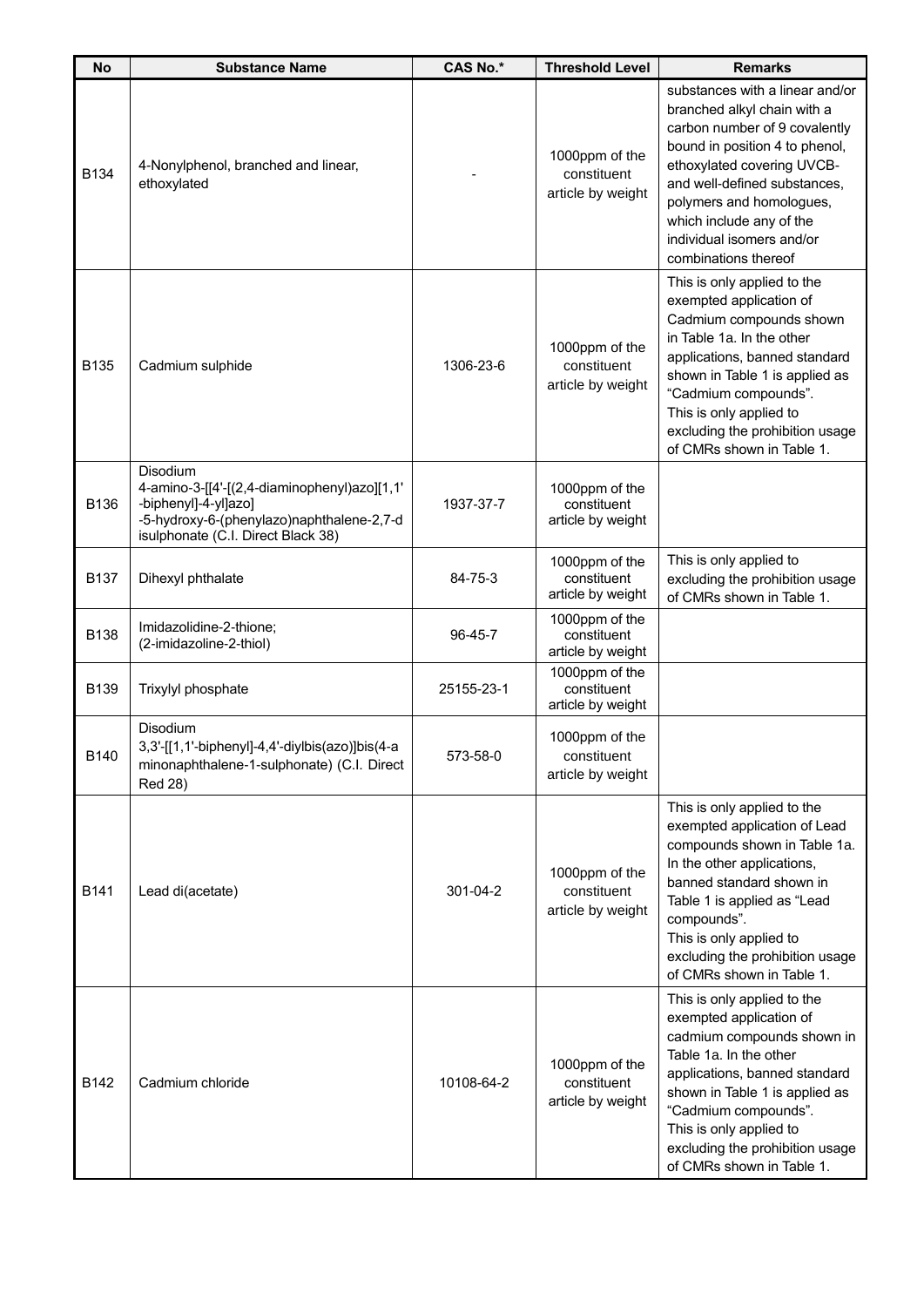| No | Substance Name | CAS No.* | Threshold Level | Remarks |
|---|---|---|---|---|
| B134 | 4-Nonylphenol, branched and linear, ethoxylated | - | 1000ppm of the constituent article by weight | substances with a linear and/or branched alkyl chain with a carbon number of 9 covalently bound in position 4 to phenol, ethoxylated covering UVCB- and well-defined substances, polymers and homologues, which include any of the individual isomers and/or combinations thereof |
| B135 | Cadmium sulphide | 1306-23-6 | 1000ppm of the constituent article by weight | This is only applied to the exempted application of Cadmium compounds shown in Table 1a. In the other applications, banned standard shown in Table 1 is applied as "Cadmium compounds". This is only applied to excluding the prohibition usage of CMRs shown in Table 1. |
| B136 | Disodium 4-amino-3-[[4'-[(2,4-diaminophenyl)azo][1,1'-biphenyl]-4-yl]azo]-5-hydroxy-6-(phenylazo)naphthalene-2,7-disulphonate (C.I. Direct Black 38) | 1937-37-7 | 1000ppm of the constituent article by weight | |
| B137 | Dihexyl phthalate | 84-75-3 | 1000ppm of the constituent article by weight | This is only applied to excluding the prohibition usage of CMRs shown in Table 1. |
| B138 | Imidazolidine-2-thione; (2-imidazoline-2-thiol) | 96-45-7 | 1000ppm of the constituent article by weight | |
| B139 | Trixylyl phosphate | 25155-23-1 | 1000ppm of the constituent article by weight | |
| B140 | Disodium 3,3'-[[1,1'-biphenyl]-4,4'-diylbis(azo)]bis(4-aminonaphthalene-1-sulphonate) (C.I. Direct Red 28) | 573-58-0 | 1000ppm of the constituent article by weight | |
| B141 | Lead di(acetate) | 301-04-2 | 1000ppm of the constituent article by weight | This is only applied to the exempted application of Lead compounds shown in Table 1a. In the other applications, banned standard shown in Table 1 is applied as "Lead compounds". This is only applied to excluding the prohibition usage of CMRs shown in Table 1. |
| B142 | Cadmium chloride | 10108-64-2 | 1000ppm of the constituent article by weight | This is only applied to the exempted application of cadmium compounds shown in Table 1a. In the other applications, banned standard shown in Table 1 is applied as "Cadmium compounds". This is only applied to excluding the prohibition usage of CMRs shown in Table 1. |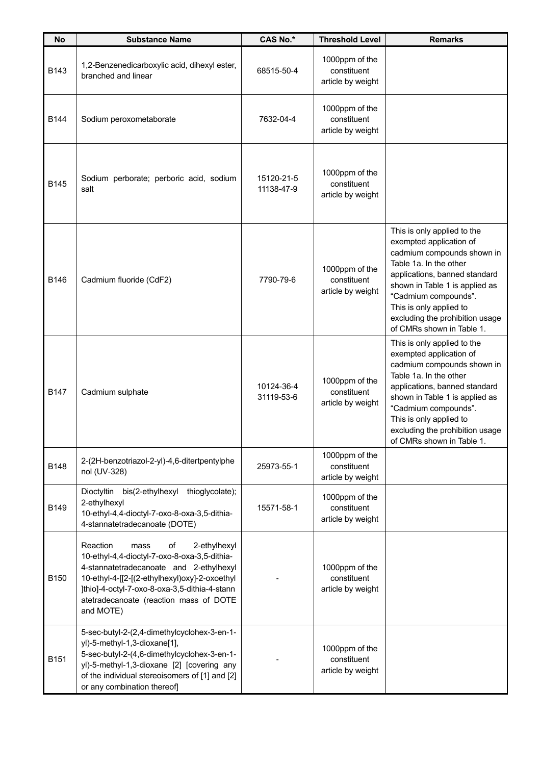| No | Substance Name | CAS No.* | Threshold Level | Remarks |
|---|---|---|---|---|
| B143 | 1,2-Benzenedicarboxylic acid, dihexyl ester, branched and linear | 68515-50-4 | 1000ppm of the constituent article by weight | |
| B144 | Sodium peroxometaborate | 7632-04-4 | 1000ppm of the constituent article by weight | |
| B145 | Sodium perborate; perboric acid, sodium salt | 15120-21-5<br>11138-47-9 | 1000ppm of the constituent article by weight | |
| B146 | Cadmium fluoride (CdF2) | 7790-79-6 | 1000ppm of the constituent article by weight | This is only applied to the exempted application of cadmium compounds shown in Table 1a. In the other applications, banned standard shown in Table 1 is applied as "Cadmium compounds". This is only applied to excluding the prohibition usage of CMRs shown in Table 1. |
| B147 | Cadmium sulphate | 10124-36-4<br>31119-53-6 | 1000ppm of the constituent article by weight | This is only applied to the exempted application of cadmium compounds shown in Table 1a. In the other applications, banned standard shown in Table 1 is applied as "Cadmium compounds". This is only applied to excluding the prohibition usage of CMRs shown in Table 1. |
| B148 | 2-(2H-benzotriazol-2-yl)-4,6-ditertpentylphenol (UV-328) | 25973-55-1 | 1000ppm of the constituent article by weight | |
| B149 | Dioctyltin bis(2-ethylhexyl thioglycolate); 2-ethylhexyl 10-ethyl-4,4-dioctyl-7-oxo-8-oxa-3,5-dithia-4-stannatetradecanoate (DOTE) | 15571-58-1 | 1000ppm of the constituent article by weight | |
| B150 | Reaction mass of 2-ethylhexyl 10-ethyl-4,4-dioctyl-7-oxo-8-oxa-3,5-dithia-4-stannatetradecanoate and 2-ethylhexyl 10-ethyl-4-[[2-[(2-ethylhexyl)oxy]-2-oxoethyl]thio]-4-octyl-7-oxo-8-oxa-3,5-dithia-4-stannatetradecanoate (reaction mass of DOTE and MOTE) | - | 1000ppm of the constituent article by weight | |
| B151 | 5-sec-butyl-2-(2,4-dimethylcyclohex-3-en-1-yl)-5-methyl-1,3-dioxane[1], 5-sec-butyl-2-(4,6-dimethylcyclohex-3-en-1-yl)-5-methyl-1,3-dioxane [2] [covering any of the individual stereoisomers of [1] and [2] or any combination thereof] | - | 1000ppm of the constituent article by weight | |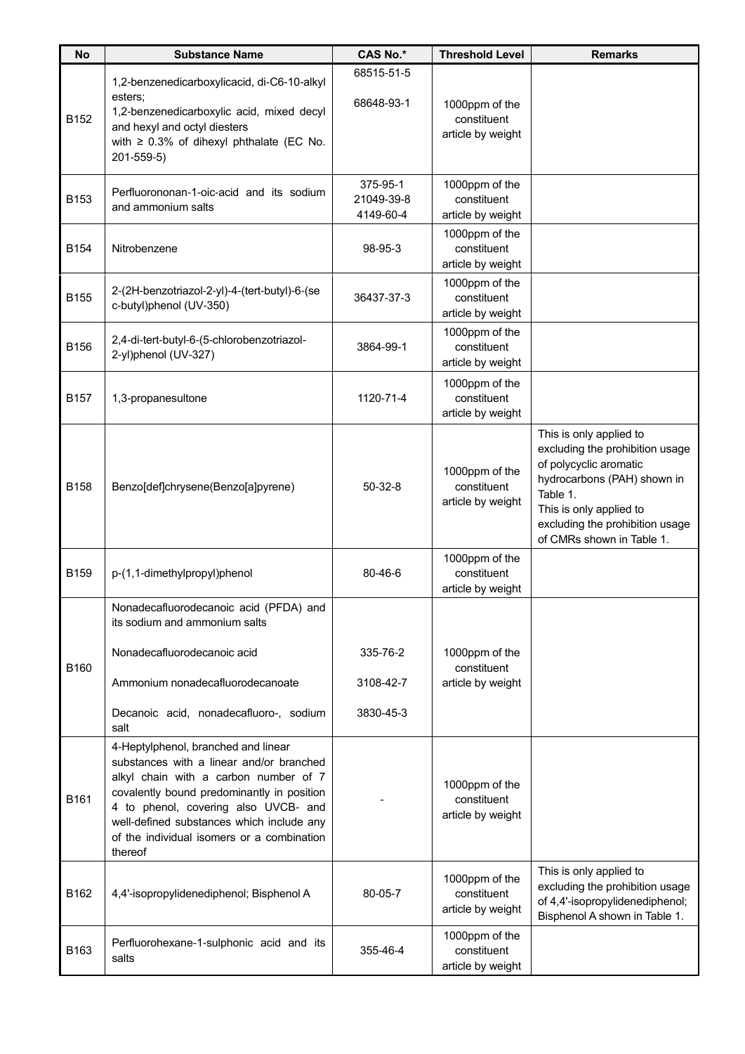| No | Substance Name | CAS No.* | Threshold Level | Remarks |
|---|---|---|---|---|
| B152 | 1,2-benzenedicarboxylicacid, di-C6-10-alkyl esters;<br>1,2-benzenedicarboxylic acid, mixed decyl and hexyl and octyl diesters with ≥ 0.3% of dihexyl phthalate (EC No. 201-559-5) | 68515-51-5<br>68648-93-1 | 1000ppm of the constituent article by weight | |
| B153 | Perfluorononan-1-oic-acid and its sodium and ammonium salts | 375-95-1<br>21049-39-8<br>4149-60-4 | 1000ppm of the constituent article by weight | |
| B154 | Nitrobenzene | 98-95-3 | 1000ppm of the constituent article by weight | |
| B155 | 2-(2H-benzotriazol-2-yl)-4-(tert-butyl)-6-(sec-butyl)phenol (UV-350) | 36437-37-3 | 1000ppm of the constituent article by weight | |
| B156 | 2,4-di-tert-butyl-6-(5-chlorobenzotriazol-2-yl)phenol (UV-327) | 3864-99-1 | 1000ppm of the constituent article by weight | |
| B157 | 1,3-propanesultone | 1120-71-4 | 1000ppm of the constituent article by weight | |
| B158 | Benzo[def]chrysene(Benzo[a]pyrene) | 50-32-8 | 1000ppm of the constituent article by weight | This is only applied to excluding the prohibition usage of polycyclic aromatic hydrocarbons (PAH) shown in Table 1.<br>This is only applied to excluding the prohibition usage of CMRs shown in Table 1. |
| B159 | p-(1,1-dimethylpropyl)phenol | 80-46-6 | 1000ppm of the constituent article by weight | |
| B160 | Nonadecafluorodecanoic acid (PFDA) and its sodium and ammonium salts<br>Nonadecafluorodecanoic acid<br>Ammonium nonadecafluorodecanoate<br>Decanoic acid, nonadecafluoro-, sodium salt | <br>335-76-2<br>3108-42-7<br>3830-45-3 | 1000ppm of the constituent article by weight | |
| B161 | 4-Heptylphenol, branched and linear substances with a linear and/or branched alkyl chain with a carbon number of 7 covalently bound predominantly in position 4 to phenol, covering also UVCB- and well-defined substances which include any of the individual isomers or a combination thereof | - | 1000ppm of the constituent article by weight | |
| B162 | 4,4'-isopropylidenediphenol; Bisphenol A | 80-05-7 | 1000ppm of the constituent article by weight | This is only applied to excluding the prohibition usage of 4,4'-isopropylidenediphenol; Bisphenol A shown in Table 1. |
| B163 | Perfluorohexane-1-sulphonic acid and its salts | 355-46-4 | 1000ppm of the constituent article by weight | |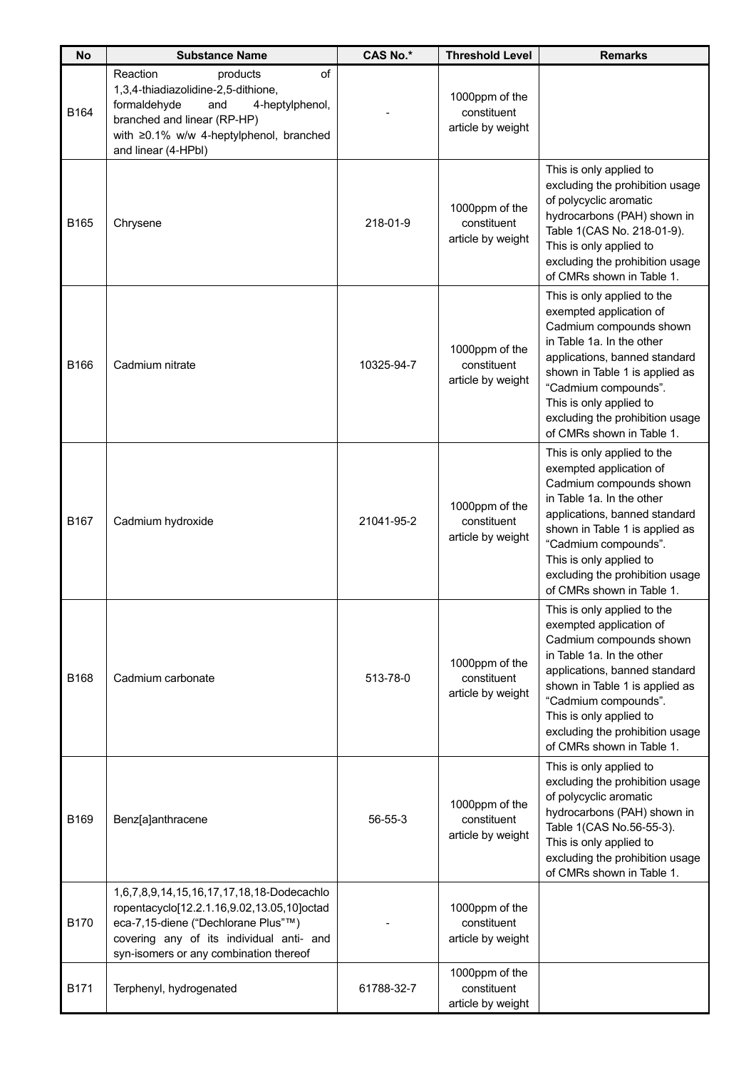| No | Substance Name | CAS No.* | Threshold Level | Remarks |
|---|---|---|---|---|
| B164 | Reaction products of 1,3,4-thiadiazolidine-2,5-dithione, formaldehyde and 4-heptylphenol, branched and linear (RP-HP) with ≥0.1% w/w 4-heptylphenol, branched and linear (4-HPbl) | - | 1000ppm of the constituent article by weight | |
| B165 | Chrysene | 218-01-9 | 1000ppm of the constituent article by weight | This is only applied to excluding the prohibition usage of polycyclic aromatic hydrocarbons (PAH) shown in Table 1(CAS No. 218-01-9). This is only applied to excluding the prohibition usage of CMRs shown in Table 1. |
| B166 | Cadmium nitrate | 10325-94-7 | 1000ppm of the constituent article by weight | This is only applied to the exempted application of Cadmium compounds shown in Table 1a. In the other applications, banned standard shown in Table 1 is applied as "Cadmium compounds". This is only applied to excluding the prohibition usage of CMRs shown in Table 1. |
| B167 | Cadmium hydroxide | 21041-95-2 | 1000ppm of the constituent article by weight | This is only applied to the exempted application of Cadmium compounds shown in Table 1a. In the other applications, banned standard shown in Table 1 is applied as "Cadmium compounds". This is only applied to excluding the prohibition usage of CMRs shown in Table 1. |
| B168 | Cadmium carbonate | 513-78-0 | 1000ppm of the constituent article by weight | This is only applied to the exempted application of Cadmium compounds shown in Table 1a. In the other applications, banned standard shown in Table 1 is applied as "Cadmium compounds". This is only applied to excluding the prohibition usage of CMRs shown in Table 1. |
| B169 | Benz[a]anthracene | 56-55-3 | 1000ppm of the constituent article by weight | This is only applied to excluding the prohibition usage of polycyclic aromatic hydrocarbons (PAH) shown in Table 1(CAS No.56-55-3). This is only applied to excluding the prohibition usage of CMRs shown in Table 1. |
| B170 | 1,6,7,8,9,14,15,16,17,17,18,18-Dodecachloropentacyclo[12.2.1.16,9.02,13.05,10]octadeca-7,15-diene ("Dechlorane Plus"™) covering any of its individual anti- and syn-isomers or any combination thereof | - | 1000ppm of the constituent article by weight | |
| B171 | Terphenyl, hydrogenated | 61788-32-7 | 1000ppm of the constituent article by weight | |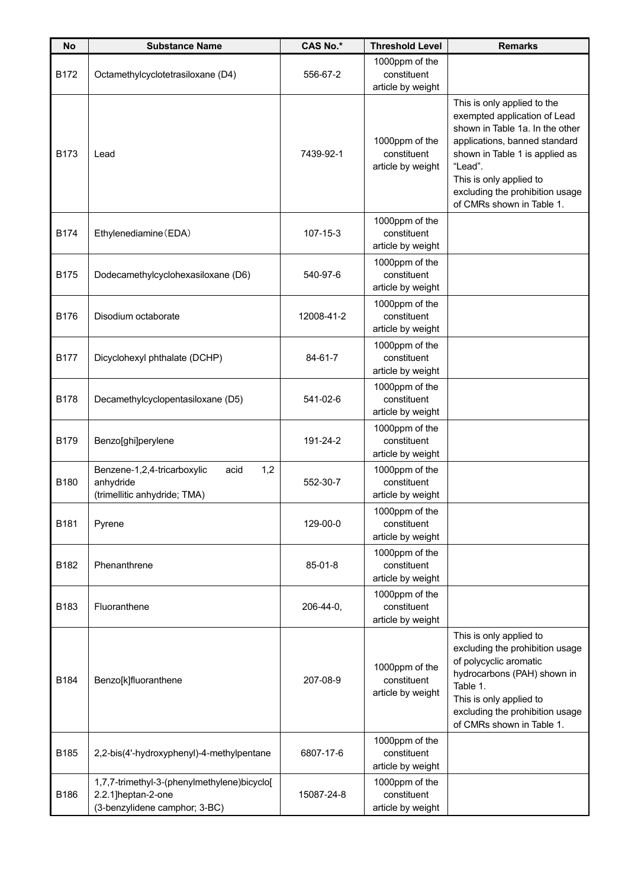| No | Substance Name | CAS No.* | Threshold Level | Remarks |
| --- | --- | --- | --- | --- |
| B172 | Octamethylcyclotetrasiloxane (D4) | 556-67-2 | 1000ppm of the constituent article by weight | |
| B173 | Lead | 7439-92-1 | 1000ppm of the constituent article by weight | This is only applied to the exempted application of Lead shown in Table 1a. In the other applications, banned standard shown in Table 1 is applied as "Lead".<br>This is only applied to excluding the prohibition usage of CMRs shown in Table 1. |
| B174 | Ethylenediamine（EDA） | 107-15-3 | 1000ppm of the constituent article by weight | |
| B175 | Dodecamethylcyclohexasiloxane (D6) | 540-97-6 | 1000ppm of the constituent article by weight | |
| B176 | Disodium octaborate | 12008-41-2 | 1000ppm of the constituent article by weight | |
| B177 | Dicyclohexyl phthalate (DCHP) | 84-61-7 | 1000ppm of the constituent article by weight | |
| B178 | Decamethylcyclopentasiloxane (D5) | 541-02-6 | 1000ppm of the constituent article by weight | |
| B179 | Benzo[ghi]perylene | 191-24-2 | 1000ppm of the constituent article by weight | |
| B180 | Benzene-1,2,4-tricarboxylic acid 1,2 anhydride<br>(trimellitic anhydride; TMA) | 552-30-7 | 1000ppm of the constituent article by weight | |
| B181 | Pyrene | 129-00-0 | 1000ppm of the constituent article by weight | |
| B182 | Phenanthrene | 85-01-8 | 1000ppm of the constituent article by weight | |
| B183 | Fluoranthene | 206-44-0, | 1000ppm of the constituent article by weight | |
| B184 | Benzo[k]fluoranthene | 207-08-9 | 1000ppm of the constituent article by weight | This is only applied to excluding the prohibition usage of polycyclic aromatic hydrocarbons (PAH) shown in Table 1.<br>This is only applied to excluding the prohibition usage of CMRs shown in Table 1. |
| B185 | 2,2-bis(4'-hydroxyphenyl)-4-methylpentane | 6807-17-6 | 1000ppm of the constituent article by weight | |
| B186 | 1,7,7-trimethyl-3-(phenylmethylene)bicyclo[2.2.1]heptan-2-one<br>(3-benzylidene camphor; 3-BC) | 15087-24-8 | 1000ppm of the constituent article by weight | |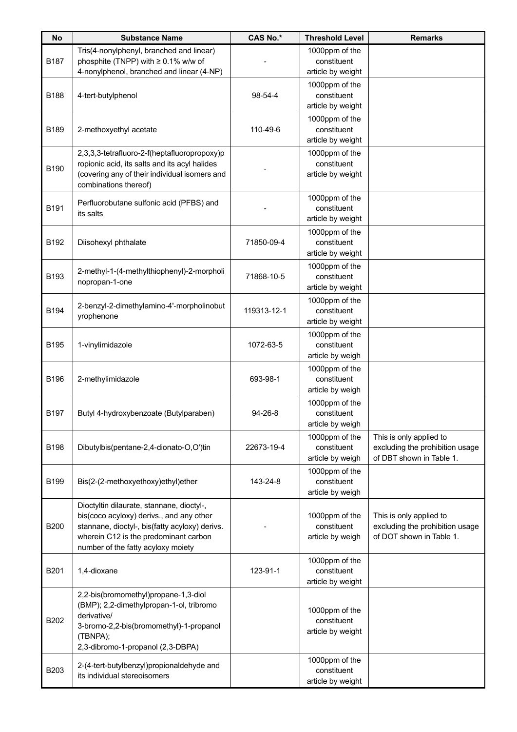| No | Substance Name | CAS No.* | Threshold Level | Remarks |
|---|---|---|---|---|
| B187 | Tris(4-nonylphenyl, branched and linear) phosphite (TNPP) with ≥ 0.1% w/w of 4-nonylphenol, branched and linear (4-NP) | - | 1000ppm of the constituent article by weight | |
| B188 | 4-tert-butylphenol | 98-54-4 | 1000ppm of the constituent article by weight | |
| B189 | 2-methoxyethyl acetate | 110-49-6 | 1000ppm of the constituent article by weight | |
| B190 | 2,3,3,3-tetrafluoro-2-f(heptafluoropropoxy)propionic acid, its salts and its acyl halides (covering any of their individual isomers and combinations thereof) | - | 1000ppm of the constituent article by weight | |
| B191 | Perfluorobutane sulfonic acid (PFBS) and its salts | - | 1000ppm of the constituent article by weight | |
| B192 | Diisohexyl phthalate | 71850-09-4 | 1000ppm of the constituent article by weight | |
| B193 | 2-methyl-1-(4-methylthiophenyl)-2-morpholinopropan-1-one | 71868-10-5 | 1000ppm of the constituent article by weight | |
| B194 | 2-benzyl-2-dimethylamino-4'-morpholinobutyrophenone | 119313-12-1 | 1000ppm of the constituent article by weight | |
| B195 | 1-vinylimidazole | 1072-63-5 | 1000ppm of the constituent article by weigh | |
| B196 | 2-methylimidazole | 693-98-1 | 1000ppm of the constituent article by weigh | |
| B197 | Butyl 4-hydroxybenzoate (Butylparaben) | 94-26-8 | 1000ppm of the constituent article by weigh | |
| B198 | Dibutylbis(pentane-2,4-dionato-O,O')tin | 22673-19-4 | 1000ppm of the constituent article by weigh | This is only applied to excluding the prohibition usage of DBT shown in Table 1. |
| B199 | Bis(2-(2-methoxyethoxy)ethyl)ether | 143-24-8 | 1000ppm of the constituent article by weigh | |
| B200 | Dioctyltin dilaurate, stannane, dioctyl-, bis(coco acyloxy) derivs., and any other stannane, dioctyl-, bis(fatty acyloxy) derivs. wherein C12 is the predominant carbon number of the fatty acyloxy moiety | - | 1000ppm of the constituent article by weigh | This is only applied to excluding the prohibition usage of DOT shown in Table 1. |
| B201 | 1,4-dioxane | 123-91-1 | 1000ppm of the constituent article by weight | |
| B202 | 2,2-bis(bromomethyl)propane-1,3-diol (BMP); 2,2-dimethylpropan-1-ol, tribromo derivative/ 3-bromo-2,2-bis(bromomethyl)-1-propanol (TBNPA); 2,3-dibromo-1-propanol (2,3-DBPA) | | 1000ppm of the constituent article by weight | |
| B203 | 2-(4-tert-butylbenzyl)propionaldehyde and its individual stereoisomers | | 1000ppm of the constituent article by weight | |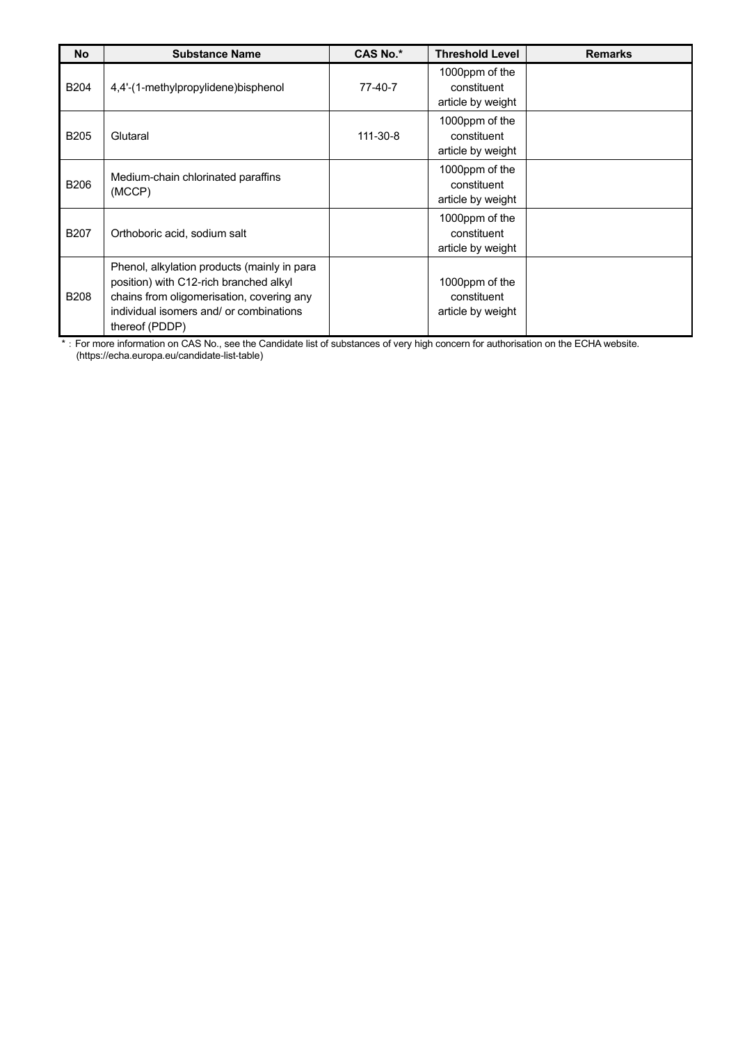| No | Substance Name | CAS No.* | Threshold Level | Remarks |
|---|---|---|---|---|
| B204 | 4,4'-(1-methylpropylidene)bisphenol | 77-40-7 | 1000ppm of the constituent article by weight | |
| B205 | Glutaral | 111-30-8 | 1000ppm of the constituent article by weight | |
| B206 | Medium-chain chlorinated paraffins (MCCP) | | 1000ppm of the constituent article by weight | |
| B207 | Orthoboric acid, sodium salt | | 1000ppm of the constituent article by weight | |
| B208 | Phenol, alkylation products (mainly in para position) with C12-rich branched alkyl chains from oligomerisation, covering any individual isomers and/ or combinations thereof (PDDP) | | 1000ppm of the constituent article by weight | |

*：For more information on CAS No., see the Candidate list of substances of very high concern for authorisation on the ECHA website. (https://echa.europa.eu/candidate-list-table)